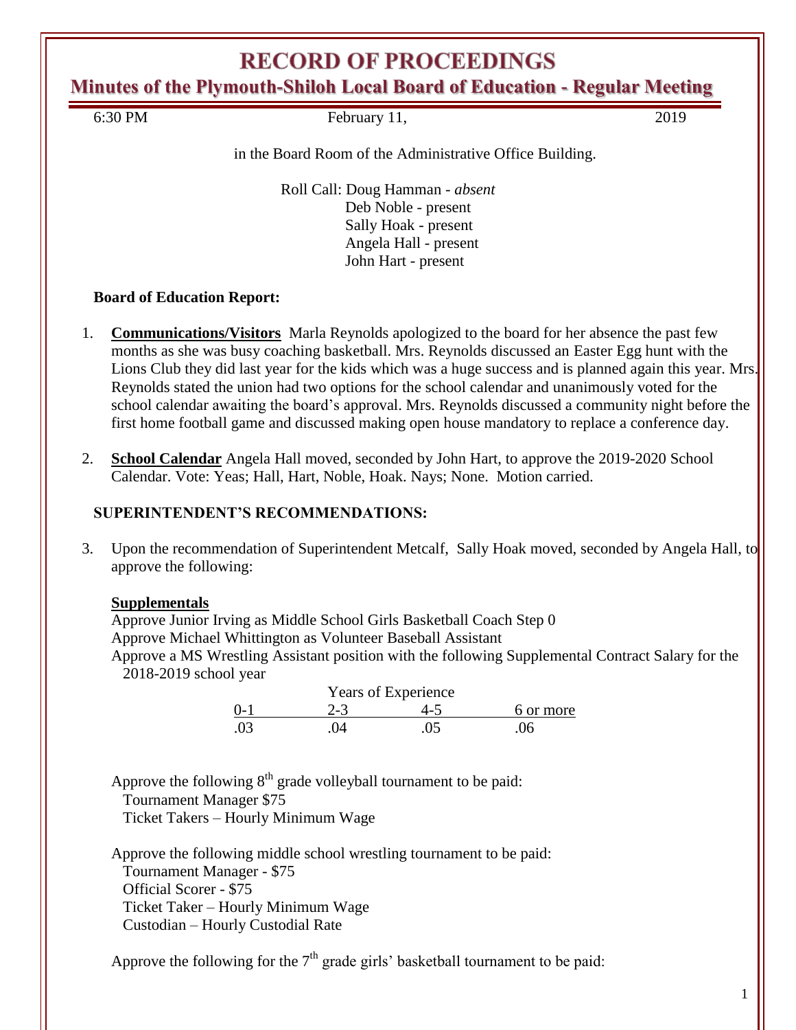# RECORD OF PROCEEDINGS

## Minutes of the Plymouth-Shiloh Local Board of Education - Regular Meeting

6:30 PM February 11, 2019

in the Board Room of the Administrative Office Building.

Roll Call: Doug Hamman - *absent*
Deb Noble - present
Sally Hoak - present
Angela Hall - present
John Hart - present

**Board of Education Report:**

1. **Communications/Visitors** Marla Reynolds apologized to the board for her absence the past few months as she was busy coaching basketball. Mrs. Reynolds discussed an Easter Egg hunt with the Lions Club they did last year for the kids which was a huge success and is planned again this year. Mrs. Reynolds stated the union had two options for the school calendar and unanimously voted for the school calendar awaiting the board's approval. Mrs. Reynolds discussed a community night before the first home football game and discussed making open house mandatory to replace a conference day.

2. **School Calendar** Angela Hall moved, seconded by John Hart, to approve the 2019-2020 School Calendar. Vote: Yeas; Hall, Hart, Noble, Hoak. Nays; None. Motion carried.

**SUPERINTENDENT'S RECOMMENDATIONS:**

3. Upon the recommendation of Superintendent Metcalf, Sally Hoak moved, seconded by Angela Hall, to approve the following:

   **Supplementals**
   Approve Junior Irving as Middle School Girls Basketball Coach Step 0
   Approve Michael Whittington as Volunteer Baseball Assistant
   Approve a MS Wrestling Assistant position with the following Supplemental Contract Salary for the 2018-2019 school year

   | Years of Experience | | | |
   |---|---|---|---|
   | 0-1 | 2-3 | 4-5 | 6 or more |
   | .03 | .04 | .05 | .06 |

   Approve the following 8th grade volleyball tournament to be paid:
   Tournament Manager $75
   Ticket Takers – Hourly Minimum Wage

   Approve the following middle school wrestling tournament to be paid:
   Tournament Manager - $75
   Official Scorer - $75
   Ticket Taker – Hourly Minimum Wage
   Custodian – Hourly Custodial Rate

   Approve the following for the 7th grade girls' basketball tournament to be paid: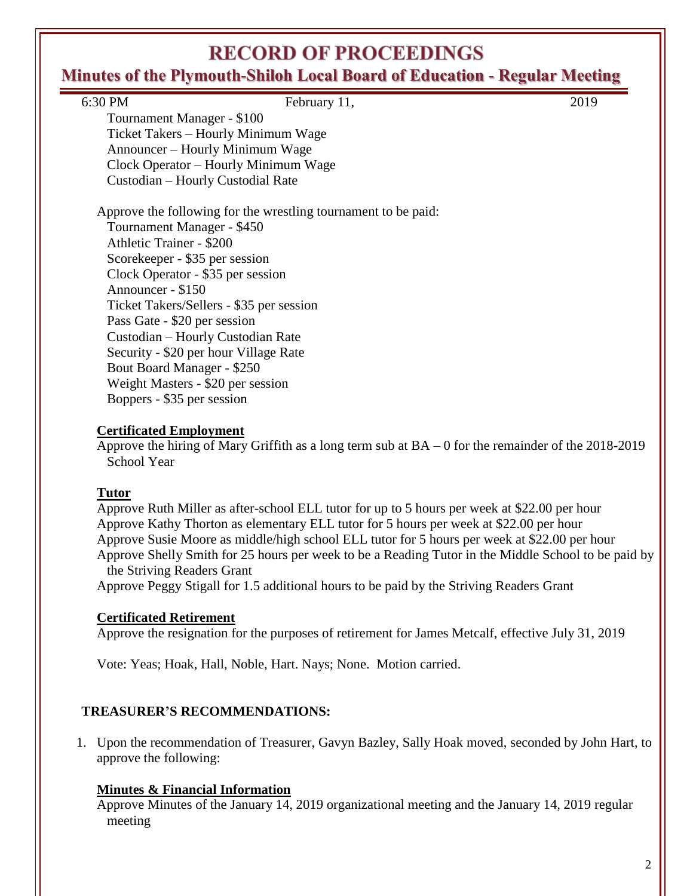6:30 PM February 11, 2019

Tournament Manager - $100
Ticket Takers – Hourly Minimum Wage
Announcer – Hourly Minimum Wage
Clock Operator – Hourly Minimum Wage
Custodian – Hourly Custodial Rate

Approve the following for the wrestling tournament to be paid:
Tournament Manager - $450
Athletic Trainer - $200
Scorekeeper - $35 per session
Clock Operator - $35 per session
Announcer - $150
Ticket Takers/Sellers - $35 per session
Pass Gate - $20 per session
Custodian – Hourly Custodian Rate
Security - $20 per hour Village Rate
Bout Board Manager - $250
Weight Masters - $20 per session
Boppers - $35 per session

**Certificated Employment**

Approve the hiring of Mary Griffith as a long term sub at BA – 0 for the remainder of the 2018-2019 School Year

**Tutor**

Approve Ruth Miller as after-school ELL tutor for up to 5 hours per week at $22.00 per hour
Approve Kathy Thorton as elementary ELL tutor for 5 hours per week at $22.00 per hour
Approve Susie Moore as middle/high school ELL tutor for 5 hours per week at $22.00 per hour
Approve Shelly Smith for 25 hours per week to be a Reading Tutor in the Middle School to be paid by the Striving Readers Grant
Approve Peggy Stigall for 1.5 additional hours to be paid by the Striving Readers Grant

**Certificated Retirement**

Approve the resignation for the purposes of retirement for James Metcalf, effective July 31, 2019

Vote: Yeas; Hoak, Hall, Noble, Hart. Nays; None. Motion carried.

**TREASURER'S RECOMMENDATIONS:**

1. Upon the recommendation of Treasurer, Gavyn Bazley, Sally Hoak moved, seconded by John Hart, to approve the following:

**Minutes & Financial Information**

Approve Minutes of the January 14, 2019 organizational meeting and the January 14, 2019 regular meeting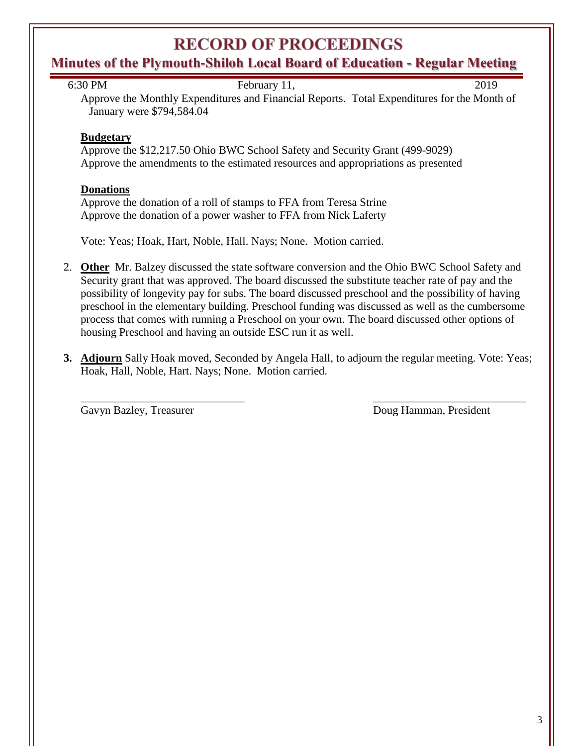# RECORD OF PROCEEDINGS

## Minutes of the Plymouth-Shiloh Local Board of Education - Regular Meeting

6:30 PM February 11, 2019

Approve the Monthly Expenditures and Financial Reports. Total Expenditures for the Month of January were $794,584.04

**Budgetary**

Approve the $12,217.50 Ohio BWC School Safety and Security Grant (499-9029)
Approve the amendments to the estimated resources and appropriations as presented

**Donations**

Approve the donation of a roll of stamps to FFA from Teresa Strine
Approve the donation of a power washer to FFA from Nick Laferty

Vote: Yeas; Hoak, Hart, Noble, Hall. Nays; None. Motion carried.

2. **Other** Mr. Balzey discussed the state software conversion and the Ohio BWC School Safety and Security grant that was approved. The board discussed the substitute teacher rate of pay and the possibility of longevity pay for subs. The board discussed preschool and the possibility of having preschool in the elementary building. Preschool funding was discussed as well as the cumbersome process that comes with running a Preschool on your own. The board discussed other options of housing Preschool and having an outside ESC run it as well.

3. **Adjourn** Sally Hoak moved, Seconded by Angela Hall, to adjourn the regular meeting. Vote: Yeas; Hoak, Hall, Noble, Hart. Nays; None. Motion carried.

_____________________________ _____________________________

Gavyn Bazley, Treasurer Doug Hamman, President